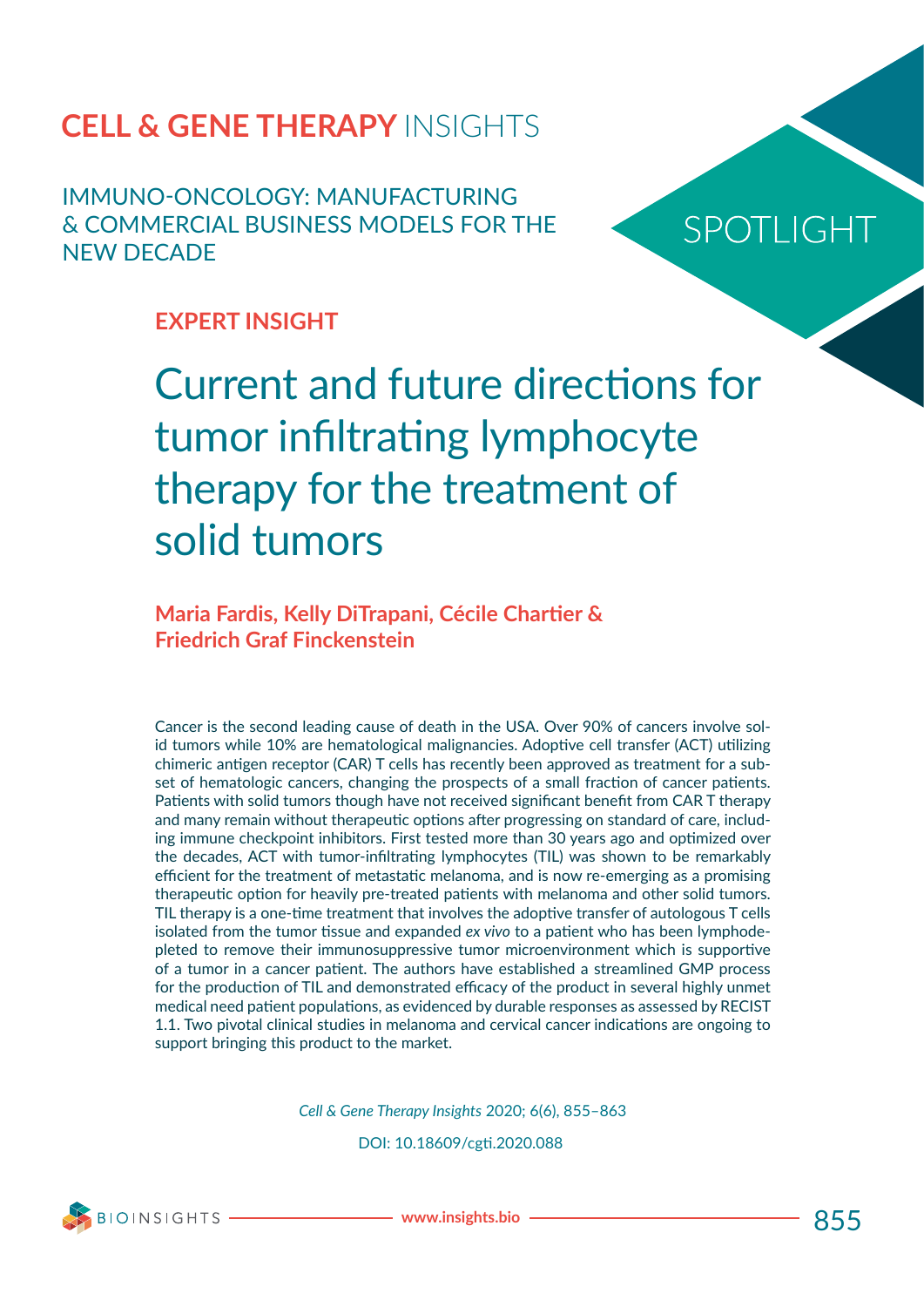**CELL & GENE THERAPY** INSIGHTS

IMMUNO-ONCOLOGY: MANUFACTURING & COMMERCIAL BUSINESS MODELS FOR THE NEW DECADE

SPOTLIGHT

**EXPERT INSIGHT**

# Current and future directions for tumor infiltrating lymphocyte therapy for the treatment of solid tumors

**Maria Fardis, Kelly DiTrapani, Cécile Chartier & Friedrich Graf Finckenstein**

Cancer is the second leading cause of death in the USA. Over 90% of cancers involve solid tumors while 10% are hematological malignancies. Adoptive cell transfer (ACT) utilizing chimeric antigen receptor (CAR) T cells has recently been approved as treatment for a subset of hematologic cancers, changing the prospects of a small fraction of cancer patients. Patients with solid tumors though have not received significant benefit from CAR T therapy and many remain without therapeutic options after progressing on standard of care, including immune checkpoint inhibitors. First tested more than 30 years ago and optimized over the decades, ACT with tumor-infiltrating lymphocytes (TIL) was shown to be remarkably efficient for the treatment of metastatic melanoma, and is now re-emerging as a promising therapeutic option for heavily pre-treated patients with melanoma and other solid tumors. TIL therapy is a one-time treatment that involves the adoptive transfer of autologous T cells isolated from the tumor tissue and expanded *ex vivo* to a patient who has been lymphodepleted to remove their immunosuppressive tumor microenvironment which is supportive of a tumor in a cancer patient. The authors have established a streamlined GMP process for the production of TIL and demonstrated efficacy of the product in several highly unmet medical need patient populations, as evidenced by durable responses as assessed by RECIST 1.1. Two pivotal clinical studies in melanoma and cervical cancer indications are ongoing to support bringing this product to the market.

*Cell & Gene Therapy Insights* 2020; 6(6), 855–863

DOI: 10.18609/cgti.2020.088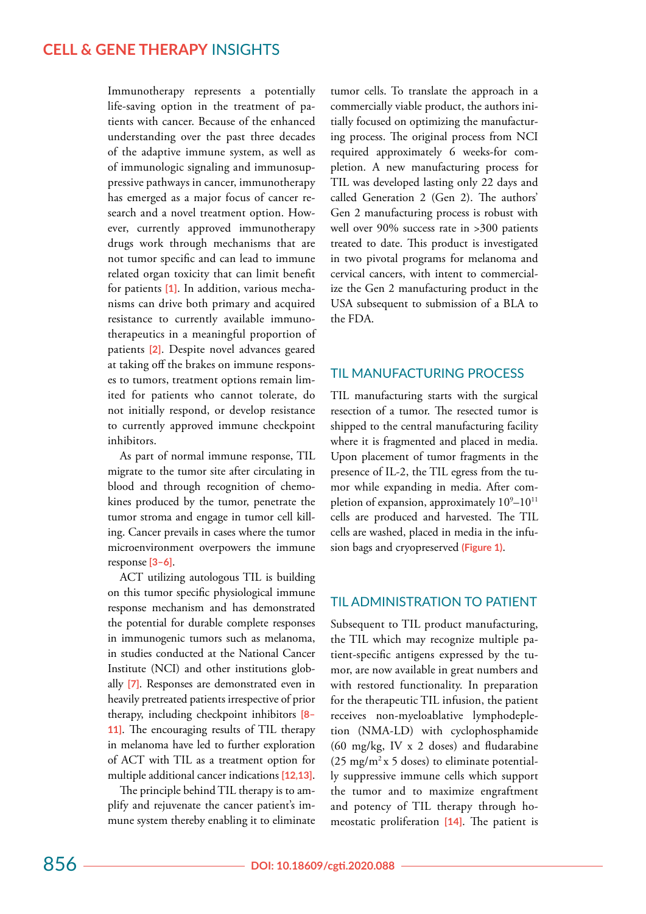Immunotherapy represents a potentially life-saving option in the treatment of patients with cancer. Because of the enhanced understanding over the past three decades of the adaptive immune system, as well as of immunologic signaling and immunosuppressive pathways in cancer, immunotherapy has emerged as a major focus of cancer research and a novel treatment option. However, currently approved immunotherapy drugs work through mechanisms that are not tumor specific and can lead to immune related organ toxicity that can limit benefit for patients [1]. In addition, various mechanisms can drive both primary and acquired resistance to currently available immunotherapeutics in a meaningful proportion of patients [2]. Despite novel advances geared at taking off the brakes on immune responses to tumors, treatment options remain limited for patients who cannot tolerate, do not initially respond, or develop resistance to currently approved immune checkpoint inhibitors.

As part of normal immune response, TIL migrate to the tumor site after circulating in blood and through recognition of chemokines produced by the tumor, penetrate the tumor stroma and engage in tumor cell killing. Cancer prevails in cases where the tumor microenvironment overpowers the immune response [3–6].

ACT utilizing autologous TIL is building on this tumor specific physiological immune response mechanism and has demonstrated the potential for durable complete responses in immunogenic tumors such as melanoma, in studies conducted at the National Cancer Institute (NCI) and other institutions globally [7]. Responses are demonstrated even in heavily pretreated patients irrespective of prior therapy, including checkpoint inhibitors [8–11]. The encouraging results of TIL therapy in melanoma have led to further exploration of ACT with TIL as a treatment option for multiple additional cancer indications [12,13].

The principle behind TIL therapy is to amplify and rejuvenate the cancer patient's immune system thereby enabling it to eliminate tumor cells. To translate the approach in a commercially viable product, the authors initially focused on optimizing the manufacturing process. The original process from NCI required approximately 6 weeks-for completion. A new manufacturing process for TIL was developed lasting only 22 days and called Generation 2 (Gen 2). The authors' Gen 2 manufacturing process is robust with well over 90% success rate in >300 patients treated to date. This product is investigated in two pivotal programs for melanoma and cervical cancers, with intent to commercialize the Gen 2 manufacturing product in the USA subsequent to submission of a BLA to the FDA.

## TIL MANUFACTURING PROCESS

TIL manufacturing starts with the surgical resection of a tumor. The resected tumor is shipped to the central manufacturing facility where it is fragmented and placed in media. Upon placement of tumor fragments in the presence of IL-2, the TIL egress from the tumor while expanding in media. After completion of expansion, approximately $10^9$–$10^{11}$ cells are produced and harvested. The TIL cells are washed, placed in media in the infusion bags and cryopreserved (Figure 1).

## TIL ADMINISTRATION TO PATIENT

Subsequent to TIL product manufacturing, the TIL which may recognize multiple patient-specific antigens expressed by the tumor, are now available in great numbers and with restored functionality. In preparation for the therapeutic TIL infusion, the patient receives non-myeloablative lymphodepletion (NMA-LD) with cyclophosphamide (60 mg/kg, IV x 2 doses) and fludarabine (25 mg/m$^2$ x 5 doses) to eliminate potentially suppressive immune cells which support the tumor and to maximize engraftment and potency of TIL therapy through homeostatic proliferation [14]. The patient is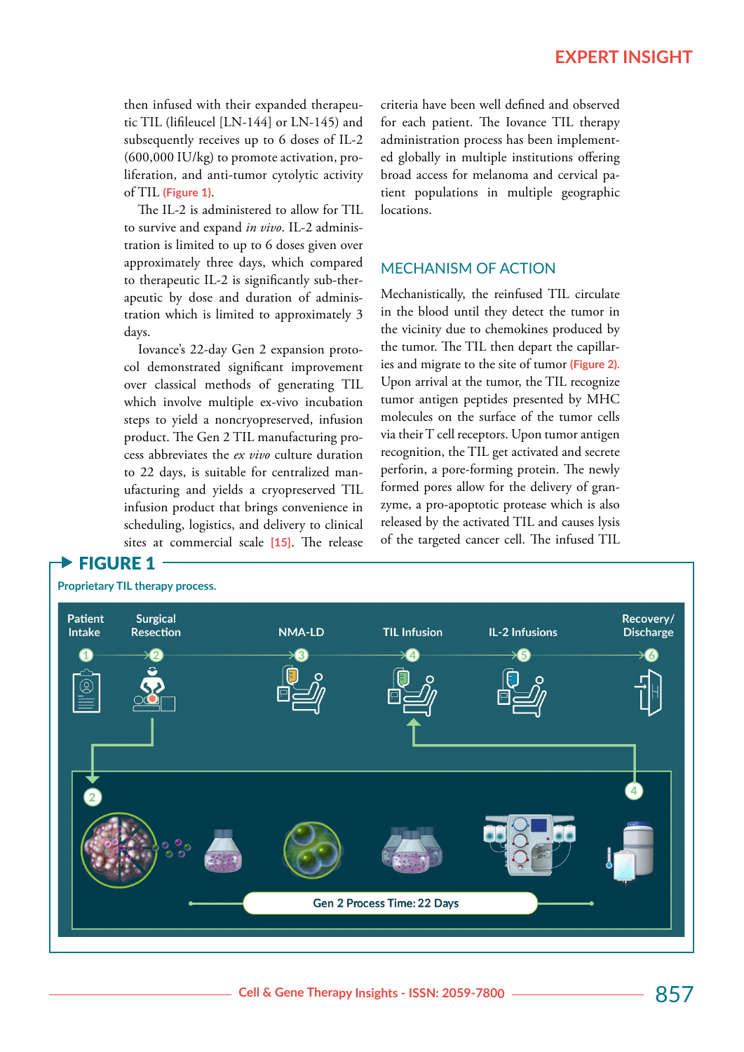then infused with their expanded therapeutic TIL (lifileucel [LN-144] or LN-145) and subsequently receives up to 6 doses of IL-2 (600,000 IU/kg) to promote activation, proliferation, and anti-tumor cytolytic activity of TIL (Figure 1).

The IL-2 is administered to allow for TIL to survive and expand *in vivo*. IL-2 administration is limited to up to 6 doses given over approximately three days, which compared to therapeutic IL-2 is significantly sub-therapeutic by dose and duration of administration which is limited to approximately 3 days.

Iovance's 22-day Gen 2 expansion protocol demonstrated significant improvement over classical methods of generating TIL which involve multiple ex-vivo incubation steps to yield a noncryopreserved, infusion product. The Gen 2 TIL manufacturing process abbreviates the *ex vivo* culture duration to 22 days, is suitable for centralized manufacturing and yields a cryopreserved TIL infusion product that brings convenience in scheduling, logistics, and delivery to clinical sites at commercial scale [15]. The release criteria have been well defined and observed for each patient. The Iovance TIL therapy administration process has been implemented globally in multiple institutions offering broad access for melanoma and cervical patient populations in multiple geographic locations.

## MECHANISM OF ACTION

Mechanistically, the reinfused TIL circulate in the blood until they detect the tumor in the vicinity due to chemokines produced by the tumor. The TIL then depart the capillaries and migrate to the site of tumor (Figure 2). Upon arrival at the tumor, the TIL recognize tumor antigen peptides presented by MHC molecules on the surface of the tumor cells via their T cell receptors. Upon tumor antigen recognition, the TIL get activated and secrete perforin, a pore-forming protein. The newly formed pores allow for the delivery of granzyme, a pro-apoptotic protease which is also released by the activated TIL and causes lysis of the targeted cancer cell. The infused TIL

**FIGURE 1**

Proprietary TIL therapy process.

Patient Intake (1) → Surgical Resection (2) → NMA-LD (3) → TIL Infusion (4) → IL-2 Infusions (5) → Recovery/ Discharge (6)

Gen 2 Process Time: 22 Days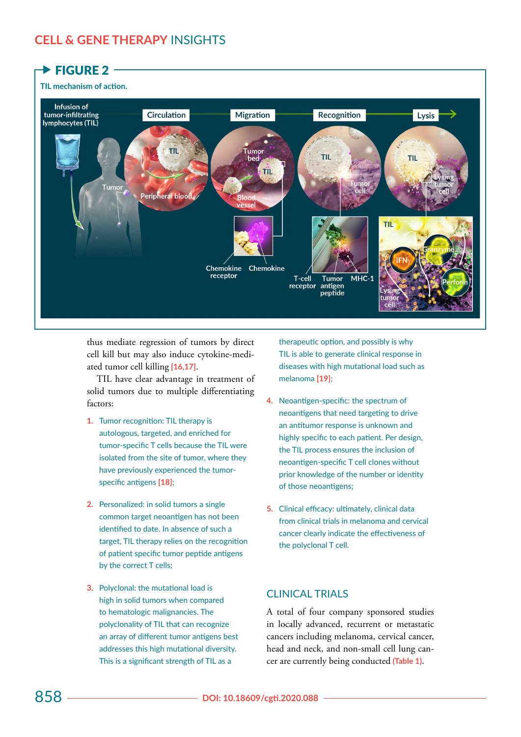**FIGURE 2**

TIL mechanism of action.

thus mediate regression of tumors by direct cell kill but may also induce cytokine-mediated tumor cell killing [16,17].

TIL have clear advantage in treatment of solid tumors due to multiple differentiating factors:

1. Tumor recognition: TIL therapy is autologous, targeted, and enriched for tumor-specific T cells because the TIL were isolated from the site of tumor, where they have previously experienced the tumor-specific antigens [18];

2. Personalized: in solid tumors a single common target neoantigen has not been identified to date. In absence of such a target, TIL therapy relies on the recognition of patient specific tumor peptide antigens by the correct T cells;

3. Polyclonal: the mutational load is high in solid tumors when compared to hematologic malignancies. The polyclonality of TIL that can recognize an array of different tumor antigens best addresses this high mutational diversity. This is a significant strength of TIL as a therapeutic option, and possibly is why TIL is able to generate clinical response in diseases with high mutational load such as melanoma [19];

4. Neoantigen-specific: the spectrum of neoantigens that need targeting to drive an antitumor response is unknown and highly specific to each patient. Per design, the TIL process ensures the inclusion of neoantigen-specific T cell clones without prior knowledge of the number or identity of those neoantigens;

5. Clinical efficacy: ultimately, clinical data from clinical trials in melanoma and cervical cancer clearly indicate the effectiveness of the polyclonal T cell.

## CLINICAL TRIALS

A total of four company sponsored studies in locally advanced, recurrent or metastatic cancers including melanoma, cervical cancer, head and neck, and non-small cell lung cancer are currently being conducted (Table 1).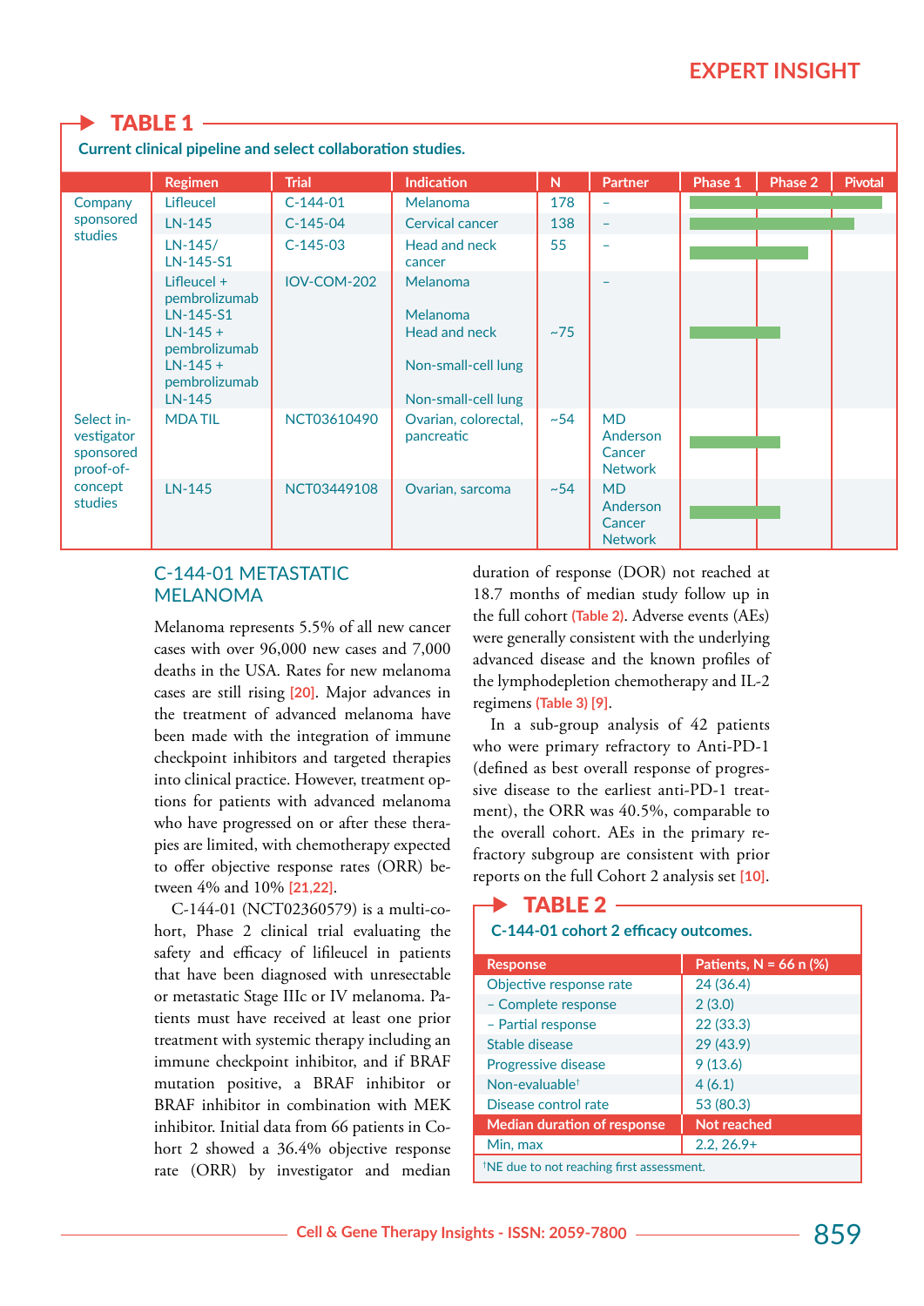## TABLE 1

**Current clinical pipeline and select collaboration studies.**

| | Regimen | Trial | Indication | N | Partner | Phase 1 | Phase 2 | Pivotal |
|---|---|---|---|---|---|---|---|---|
| Company sponsored studies | Lifleucel | C-144-01 | Melanoma | 178 | – | | | |
| | LN-145 | C-145-04 | Cervical cancer | 138 | – | | | |
| | LN-145/ LN-145-S1 | C-145-03 | Head and neck cancer | 55 | – | | | |
| | Lifleucel + pembrolizumab<br>LN-145-S1<br>LN-145 + pembrolizumab<br>LN-145 + pembrolizumab<br>LN-145 | IOV-COM-202 | Melanoma<br>Melanoma<br>Head and neck<br>Non-small-cell lung<br>Non-small-cell lung | ~75 | – | | | |
| Select investigator sponsored proof-of-concept studies | MDA TIL | NCT03610490 | Ovarian, colorectal, pancreatic | ~54 | MD Anderson Cancer Network | | | |
| | LN-145 | NCT03449108 | Ovarian, sarcoma | ~54 | MD Anderson Cancer Network | | | |

## C-144-01 METASTATIC MELANOMA

Melanoma represents 5.5% of all new cancer cases with over 96,000 new cases and 7,000 deaths in the USA. Rates for new melanoma cases are still rising [20]. Major advances in the treatment of advanced melanoma have been made with the integration of immune checkpoint inhibitors and targeted therapies into clinical practice. However, treatment options for patients with advanced melanoma who have progressed on or after these therapies are limited, with chemotherapy expected to offer objective response rates (ORR) between 4% and 10% [21,22].

C-144-01 (NCT02360579) is a multi-cohort, Phase 2 clinical trial evaluating the safety and efficacy of lifileucel in patients that have been diagnosed with unresectable or metastatic Stage IIIc or IV melanoma. Patients must have received at least one prior treatment with systemic therapy including an immune checkpoint inhibitor, and if BRAF mutation positive, a BRAF inhibitor or BRAF inhibitor in combination with MEK inhibitor. Initial data from 66 patients in Cohort 2 showed a 36.4% objective response rate (ORR) by investigator and median duration of response (DOR) not reached at 18.7 months of median study follow up in the full cohort (Table 2). Adverse events (AEs) were generally consistent with the underlying advanced disease and the known profiles of the lymphodepletion chemotherapy and IL-2 regimens (Table 3) [9].

In a sub-group analysis of 42 patients who were primary refractory to Anti-PD-1 (defined as best overall response of progressive disease to the earliest anti-PD-1 treatment), the ORR was 40.5%, comparable to the overall cohort. AEs in the primary refractory subgroup are consistent with prior reports on the full Cohort 2 analysis set [10].

## TABLE 2

**C-144-01 cohort 2 efficacy outcomes.**

| Response | Patients, N = 66 n (%) |
|---|---|
| Objective response rate | 24 (36.4) |
| – Complete response | 2 (3.0) |
| – Partial response | 22 (33.3) |
| Stable disease | 29 (43.9) |
| Progressive disease | 9 (13.6) |
| Non-evaluable† | 4 (6.1) |
| Disease control rate | 53 (80.3) |
| **Median duration of response** | **Not reached** |
| Min, max | 2.2, 26.9+ |

†NE due to not reaching first assessment.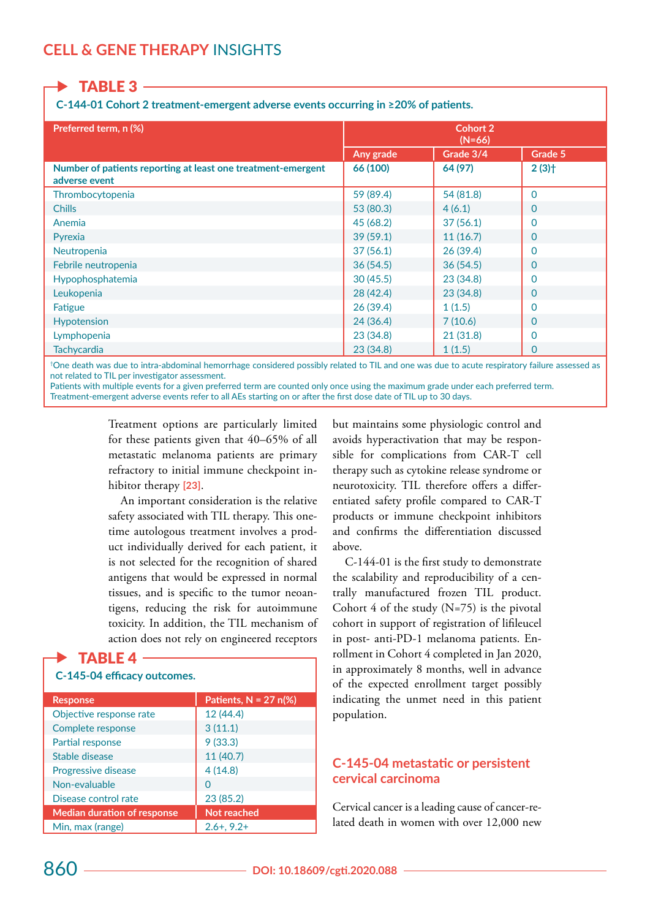**TABLE 3**

**C-144-01 Cohort 2 treatment-emergent adverse events occurring in ≥20% of patients.**

| Preferred term, n (%) | Cohort 2 (N=66) | | |
|---|---|---|---|
| | Any grade | Grade 3/4 | Grade 5 |
| **Number of patients reporting at least one treatment-emergent adverse event** | **66 (100)** | **64 (97)** | **2 (3)†** |
| Thrombocytopenia | 59 (89.4) | 54 (81.8) | 0 |
| Chills | 53 (80.3) | 4 (6.1) | 0 |
| Anemia | 45 (68.2) | 37 (56.1) | 0 |
| Pyrexia | 39 (59.1) | 11 (16.7) | 0 |
| Neutropenia | 37 (56.1) | 26 (39.4) | 0 |
| Febrile neutropenia | 36 (54.5) | 36 (54.5) | 0 |
| Hypophosphatemia | 30 (45.5) | 23 (34.8) | 0 |
| Leukopenia | 28 (42.4) | 23 (34.8) | 0 |
| Fatigue | 26 (39.4) | 1 (1.5) | 0 |
| Hypotension | 24 (36.4) | 7 (10.6) | 0 |
| Lymphopenia | 23 (34.8) | 21 (31.8) | 0 |
| Tachycardia | 23 (34.8) | 1 (1.5) | 0 |

†One death was due to intra-abdominal hemorrhage considered possibly related to TIL and one was due to acute respiratory failure assessed as not related to TIL per investigator assessment.
Patients with multiple events for a given preferred term are counted only once using the maximum grade under each preferred term.
Treatment-emergent adverse events refer to all AEs starting on or after the first dose date of TIL up to 30 days.

Treatment options are particularly limited for these patients given that 40–65% of all metastatic melanoma patients are primary refractory to initial immune checkpoint inhibitor therapy [23].

An important consideration is the relative safety associated with TIL therapy. This one-time autologous treatment involves a product individually derived for each patient, it is not selected for the recognition of shared antigens that would be expressed in normal tissues, and is specific to the tumor neoantigens, reducing the risk for autoimmune toxicity. In addition, the TIL mechanism of action does not rely on engineered receptors but maintains some physiologic control and avoids hyperactivation that may be responsible for complications from CAR-T cell therapy such as cytokine release syndrome or neurotoxicity. TIL therefore offers a differentiated safety profile compared to CAR-T products or immune checkpoint inhibitors and confirms the differentiation discussed above.

C-144-01 is the first study to demonstrate the scalability and reproducibility of a centrally manufactured frozen TIL product. Cohort 4 of the study (N=75) is the pivotal cohort in support of registration of lifileucel in post- anti-PD-1 melanoma patients. Enrollment in Cohort 4 completed in Jan 2020, in approximately 8 months, well in advance of the expected enrollment target possibly indicating the unmet need in this patient population.

**TABLE 4**

**C-145-04 efficacy outcomes.**

| Response | Patients, N = 27 n(%) |
|---|---|
| Objective response rate | 12 (44.4) |
| Complete response | 3 (11.1) |
| Partial response | 9 (33.3) |
| Stable disease | 11 (40.7) |
| Progressive disease | 4 (14.8) |
| Non-evaluable | 0 |
| Disease control rate | 23 (85.2) |
| **Median duration of response** | **Not reached** |
| Min, max (range) | 2.6+, 9.2+ |

## C-145-04 metastatic or persistent cervical carcinoma

Cervical cancer is a leading cause of cancer-related death in women with over 12,000 new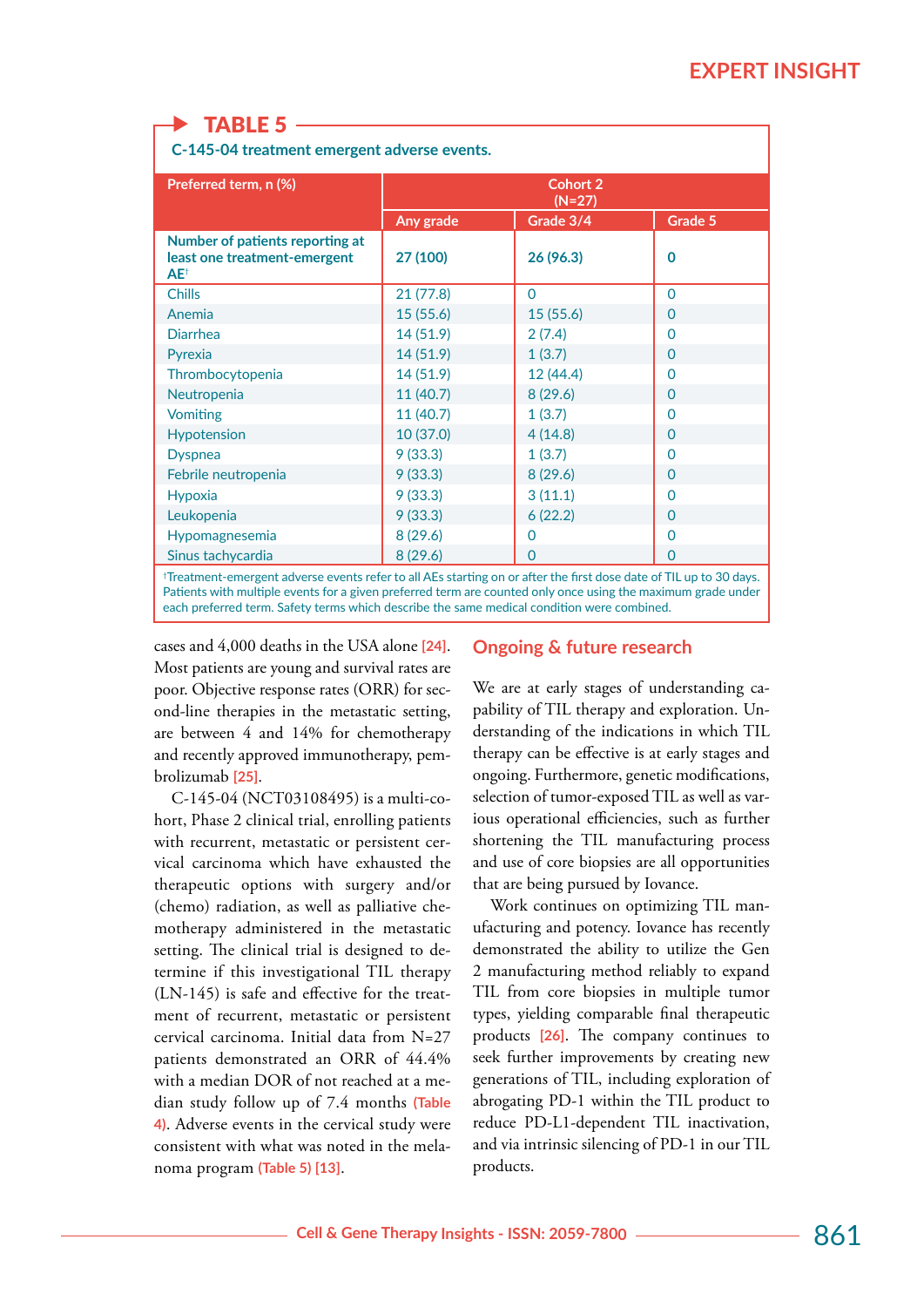**TABLE 5**

**C-145-04 treatment emergent adverse events.**

| Preferred term, n (%) | Cohort 2 (N=27) | | |
|---|---|---|---|
| | Any grade | Grade 3/4 | Grade 5 |
| **Number of patients reporting at least one treatment-emergent AE†** | **27 (100)** | **26 (96.3)** | **0** |
| Chills | 21 (77.8) | 0 | 0 |
| Anemia | 15 (55.6) | 15 (55.6) | 0 |
| Diarrhea | 14 (51.9) | 2 (7.4) | 0 |
| Pyrexia | 14 (51.9) | 1 (3.7) | 0 |
| Thrombocytopenia | 14 (51.9) | 12 (44.4) | 0 |
| Neutropenia | 11 (40.7) | 8 (29.6) | 0 |
| Vomiting | 11 (40.7) | 1 (3.7) | 0 |
| Hypotension | 10 (37.0) | 4 (14.8) | 0 |
| Dyspnea | 9 (33.3) | 1 (3.7) | 0 |
| Febrile neutropenia | 9 (33.3) | 8 (29.6) | 0 |
| Hypoxia | 9 (33.3) | 3 (11.1) | 0 |
| Leukopenia | 9 (33.3) | 6 (22.2) | 0 |
| Hypomagnesemia | 8 (29.6) | 0 | 0 |
| Sinus tachycardia | 8 (29.6) | 0 | 0 |

†Treatment-emergent adverse events refer to all AEs starting on or after the first dose date of TIL up to 30 days. Patients with multiple events for a given preferred term are counted only once using the maximum grade under each preferred term. Safety terms which describe the same medical condition were combined.

cases and 4,000 deaths in the USA alone [24]. Most patients are young and survival rates are poor. Objective response rates (ORR) for second-line therapies in the metastatic setting, are between 4 and 14% for chemotherapy and recently approved immunotherapy, pembrolizumab [25].

C-145-04 (NCT03108495) is a multi-cohort, Phase 2 clinical trial, enrolling patients with recurrent, metastatic or persistent cervical carcinoma which have exhausted the therapeutic options with surgery and/or (chemo) radiation, as well as palliative chemotherapy administered in the metastatic setting. The clinical trial is designed to determine if this investigational TIL therapy (LN-145) is safe and effective for the treatment of recurrent, metastatic or persistent cervical carcinoma. Initial data from N=27 patients demonstrated an ORR of 44.4% with a median DOR of not reached at a median study follow up of 7.4 months (Table 4). Adverse events in the cervical study were consistent with what was noted in the melanoma program (Table 5) [13].

## Ongoing & future research

We are at early stages of understanding capability of TIL therapy and exploration. Understanding of the indications in which TIL therapy can be effective is at early stages and ongoing. Furthermore, genetic modifications, selection of tumor-exposed TIL as well as various operational efficiencies, such as further shortening the TIL manufacturing process and use of core biopsies are all opportunities that are being pursued by Iovance.

Work continues on optimizing TIL manufacturing and potency. Iovance has recently demonstrated the ability to utilize the Gen 2 manufacturing method reliably to expand TIL from core biopsies in multiple tumor types, yielding comparable final therapeutic products [26]. The company continues to seek further improvements by creating new generations of TIL, including exploration of abrogating PD-1 within the TIL product to reduce PD-L1-dependent TIL inactivation, and via intrinsic silencing of PD-1 in our TIL products.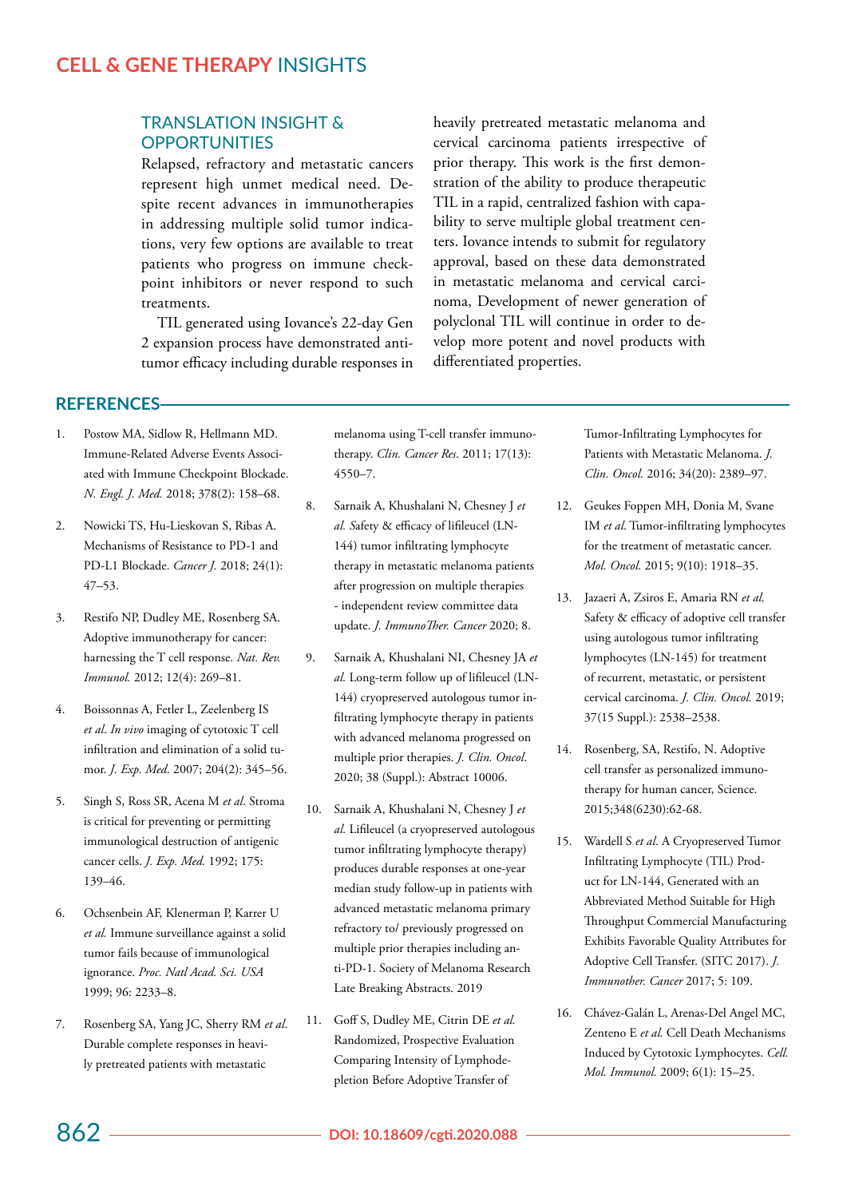## TRANSLATION INSIGHT & OPPORTUNITIES

Relapsed, refractory and metastatic cancers represent high unmet medical need. Despite recent advances in immunotherapies in addressing multiple solid tumor indications, very few options are available to treat patients who progress on immune checkpoint inhibitors or never respond to such treatments.

TIL generated using Iovance's 22-day Gen 2 expansion process have demonstrated antitumor efficacy including durable responses in heavily pretreated metastatic melanoma and cervical carcinoma patients irrespective of prior therapy. This work is the first demonstration of the ability to produce therapeutic TIL in a rapid, centralized fashion with capability to serve multiple global treatment centers. Iovance intends to submit for regulatory approval, based on these data demonstrated in metastatic melanoma and cervical carcinoma, Development of newer generation of polyclonal TIL will continue in order to develop more potent and novel products with differentiated properties.

## REFERENCES

1. Postow MA, Sidlow R, Hellmann MD. Immune-Related Adverse Events Associated with Immune Checkpoint Blockade. *N. Engl. J. Med.* 2018; 378(2): 158–68.
2. Nowicki TS, Hu-Lieskovan S, Ribas A. Mechanisms of Resistance to PD-1 and PD-L1 Blockade. *Cancer J.* 2018; 24(1): 47–53.
3. Restifo NP, Dudley ME, Rosenberg SA. Adoptive immunotherapy for cancer: harnessing the T cell response. *Nat. Rev. Immunol.* 2012; 12(4): 269–81.
4. Boissonnas A, Fetler L, Zeelenberg IS *et al*. *In vivo* imaging of cytotoxic T cell infiltration and elimination of a solid tumor. *J. Exp. Med*. 2007; 204(2): 345–56.
5. Singh S, Ross SR, Acena M *et al*. Stroma is critical for preventing or permitting immunological destruction of antigenic cancer cells. *J. Exp. Med.* 1992; 175: 139–46.
6. Ochsenbein AF, Klenerman P, Karrer U *et al.* Immune surveillance against a solid tumor fails because of immunological ignorance. *Proc. Natl Acad. Sci. USA* 1999; 96: 2233–8.
7. Rosenberg SA, Yang JC, Sherry RM *et al.* Durable complete responses in heavily pretreated patients with metastatic melanoma using T-cell transfer immunotherapy. *Clin. Cancer Res*. 2011; 17(13): 4550–7.
8. Sarnaik A, Khushalani N, Chesney J *et al. S*afety & efficacy of lifileucel (LN-144) tumor infiltrating lymphocyte therapy in metastatic melanoma patients after progression on multiple therapies - independent review committee data update. *J. ImmunoTher. Cancer* 2020; 8.
9. Sarnaik A, Khushalani NI, Chesney JA *et al.* Long-term follow up of lifileucel (LN-144) cryopreserved autologous tumor infiltrating lymphocyte therapy in patients with advanced melanoma progressed on multiple prior therapies. *J. Clin. Oncol*. 2020; 38 (Suppl.): Abstract 10006.
10. Sarnaik A, Khushalani N, Chesney J *et al.* Lifileucel (a cryopreserved autologous tumor infiltrating lymphocyte therapy) produces durable responses at one-year median study follow-up in patients with advanced metastatic melanoma primary refractory to/ previously progressed on multiple prior therapies including anti-PD-1. Society of Melanoma Research Late Breaking Abstracts. 2019
11. Goff S, Dudley ME, Citrin DE *et al.* Randomized, Prospective Evaluation Comparing Intensity of Lymphodepletion Before Adoptive Transfer of Tumor-Infiltrating Lymphocytes for Patients with Metastatic Melanoma. *J. Clin. Oncol.* 2016; 34(20): 2389–97.
12. Geukes Foppen MH, Donia M, Svane IM *et al*. Tumor-infiltrating lymphocytes for the treatment of metastatic cancer. *Mol. Oncol.* 2015; 9(10): 1918–35.
13. Jazaeri A, Zsiros E, Amaria RN *et al.* Safety & efficacy of adoptive cell transfer using autologous tumor infiltrating lymphocytes (LN-145) for treatment of recurrent, metastatic, or persistent cervical carcinoma. *J. Clin. Oncol.* 2019; 37(15 Suppl.): 2538–2538.
14. Rosenberg, SA, Restifo, N. Adoptive cell transfer as personalized immunotherapy for human cancer, Science. 2015;348(6230):62-68.
15. Wardell S *et al*. A Cryopreserved Tumor Infiltrating Lymphocyte (TIL) Product for LN-144, Generated with an Abbreviated Method Suitable for High Throughput Commercial Manufacturing Exhibits Favorable Quality Attributes for Adoptive Cell Transfer. (SITC 2017). *J. Immunother. Cancer* 2017; 5: 109.
16. Chávez-Galán L, Arenas-Del Angel MC, Zenteno E *et al.* Cell Death Mechanisms Induced by Cytotoxic Lymphocytes. *Cell. Mol. Immunol.* 2009; 6(1): 15–25.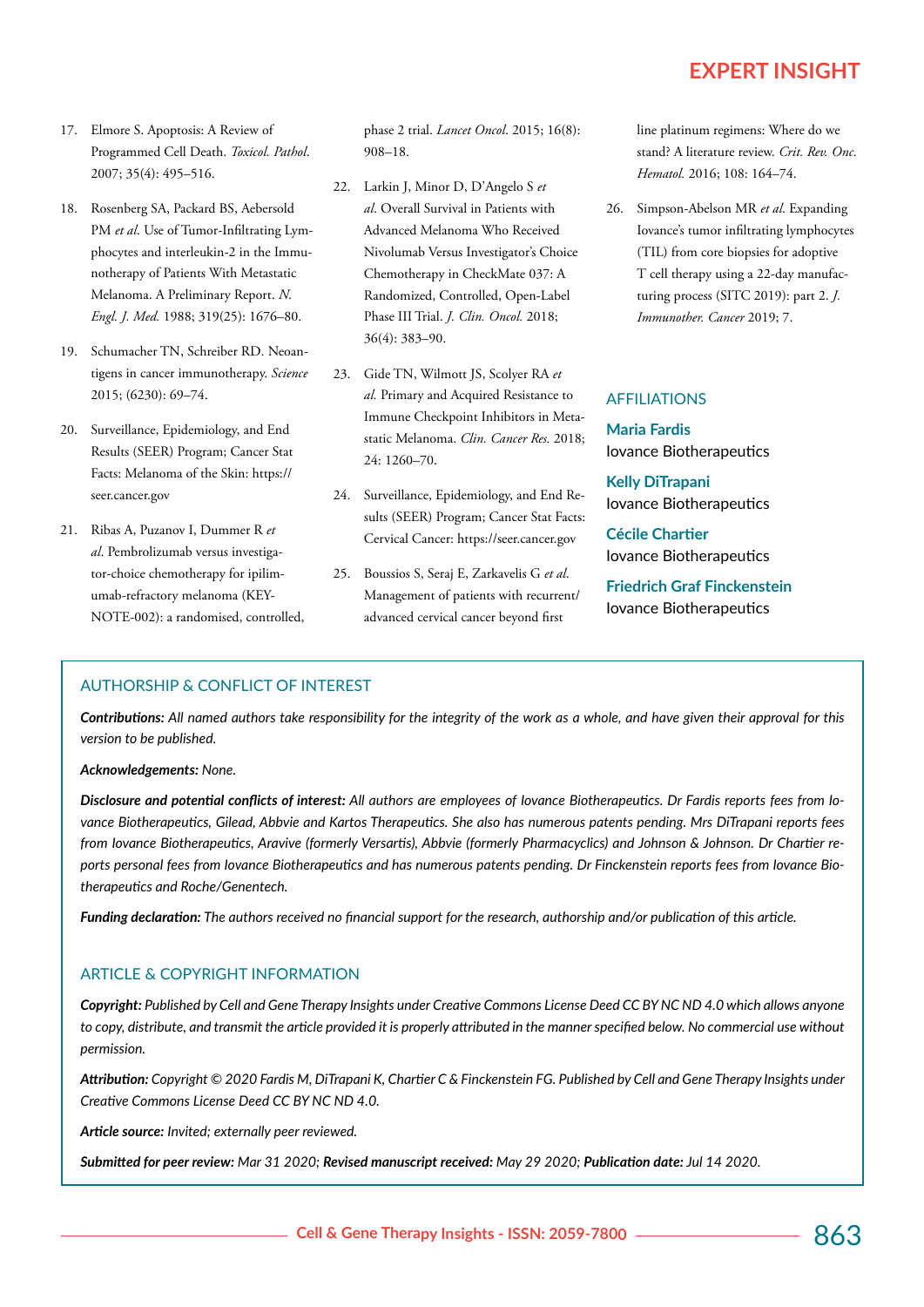17. Elmore S. Apoptosis: A Review of Programmed Cell Death. *Toxicol. Pathol.* 2007; 35(4): 495–516.

18. Rosenberg SA, Packard BS, Aebersold PM *et al.* Use of Tumor-Infiltrating Lymphocytes and interleukin-2 in the Immunotherapy of Patients With Metastatic Melanoma. A Preliminary Report. *N. Engl. J. Med.* 1988; 319(25): 1676–80.

19. Schumacher TN, Schreiber RD. Neoantigens in cancer immunotherapy. *Science* 2015; (6230): 69–74.

20. Surveillance, Epidemiology, and End Results (SEER) Program; Cancer Stat Facts: Melanoma of the Skin: https://seer.cancer.gov

21. Ribas A, Puzanov I, Dummer R *et al.* Pembrolizumab versus investigator-choice chemotherapy for ipilimumab-refractory melanoma (KEYNOTE-002): a randomised, controlled, phase 2 trial. *Lancet Oncol.* 2015; 16(8): 908–18.

22. Larkin J, Minor D, D'Angelo S *et al.* Overall Survival in Patients with Advanced Melanoma Who Received Nivolumab Versus Investigator's Choice Chemotherapy in CheckMate 037: A Randomized, Controlled, Open-Label Phase III Trial. *J. Clin. Oncol.* 2018; 36(4): 383–90.

23. Gide TN, Wilmott JS, Scolyer RA *et al.* Primary and Acquired Resistance to Immune Checkpoint Inhibitors in Metastatic Melanoma. *Clin. Cancer Res.* 2018; 24: 1260–70.

24. Surveillance, Epidemiology, and End Results (SEER) Program; Cancer Stat Facts: Cervical Cancer: https://seer.cancer.gov

25. Boussios S, Seraj E, Zarkavelis G *et al.* Management of patients with recurrent/advanced cervical cancer beyond first line platinum regimens: Where do we stand? A literature review. *Crit. Rev. Onc. Hematol.* 2016; 108: 164–74.

26. Simpson-Abelson MR *et al.* Expanding Iovance's tumor infiltrating lymphocytes (TIL) from core biopsies for adoptive T cell therapy using a 22-day manufacturing process (SITC 2019): part 2. *J. Immunother. Cancer* 2019; 7.

## AFFILIATIONS

**Maria Fardis**
Iovance Biotherapeutics

**Kelly DiTrapani**
Iovance Biotherapeutics

**Cécile Chartier**
Iovance Biotherapeutics

**Friedrich Graf Finckenstein**
Iovance Biotherapeutics

## AUTHORSHIP & CONFLICT OF INTEREST

***Contributions:*** *All named authors take responsibility for the integrity of the work as a whole, and have given their approval for this version to be published.*

***Acknowledgements:*** *None.*

***Disclosure and potential conflicts of interest:*** *All authors are employees of Iovance Biotherapeutics. Dr Fardis reports fees from Iovance Biotherapeutics, Gilead, Abbvie and Kartos Therapeutics. She also has numerous patents pending. Mrs DiTrapani reports fees from Iovance Biotherapeutics, Aravive (formerly Versartis), Abbvie (formerly Pharmacyclics) and Johnson & Johnson. Dr Chartier reports personal fees from Iovance Biotherapeutics and has numerous patents pending. Dr Finckenstein reports fees from Iovance Biotherapeutics and Roche/Genentech.*

***Funding declaration:*** *The authors received no financial support for the research, authorship and/or publication of this article.*

## ARTICLE & COPYRIGHT INFORMATION

***Copyright:*** *Published by Cell and Gene Therapy Insights under Creative Commons License Deed CC BY NC ND 4.0 which allows anyone to copy, distribute, and transmit the article provided it is properly attributed in the manner specified below. No commercial use without permission.*

***Attribution:*** *Copyright © 2020 Fardis M, DiTrapani K, Chartier C & Finckenstein FG. Published by Cell and Gene Therapy Insights under Creative Commons License Deed CC BY NC ND 4.0.*

***Article source:*** *Invited; externally peer reviewed.*

***Submitted for peer review:*** *Mar 31 2020;* ***Revised manuscript received:*** *May 29 2020;* ***Publication date:*** *Jul 14 2020.*